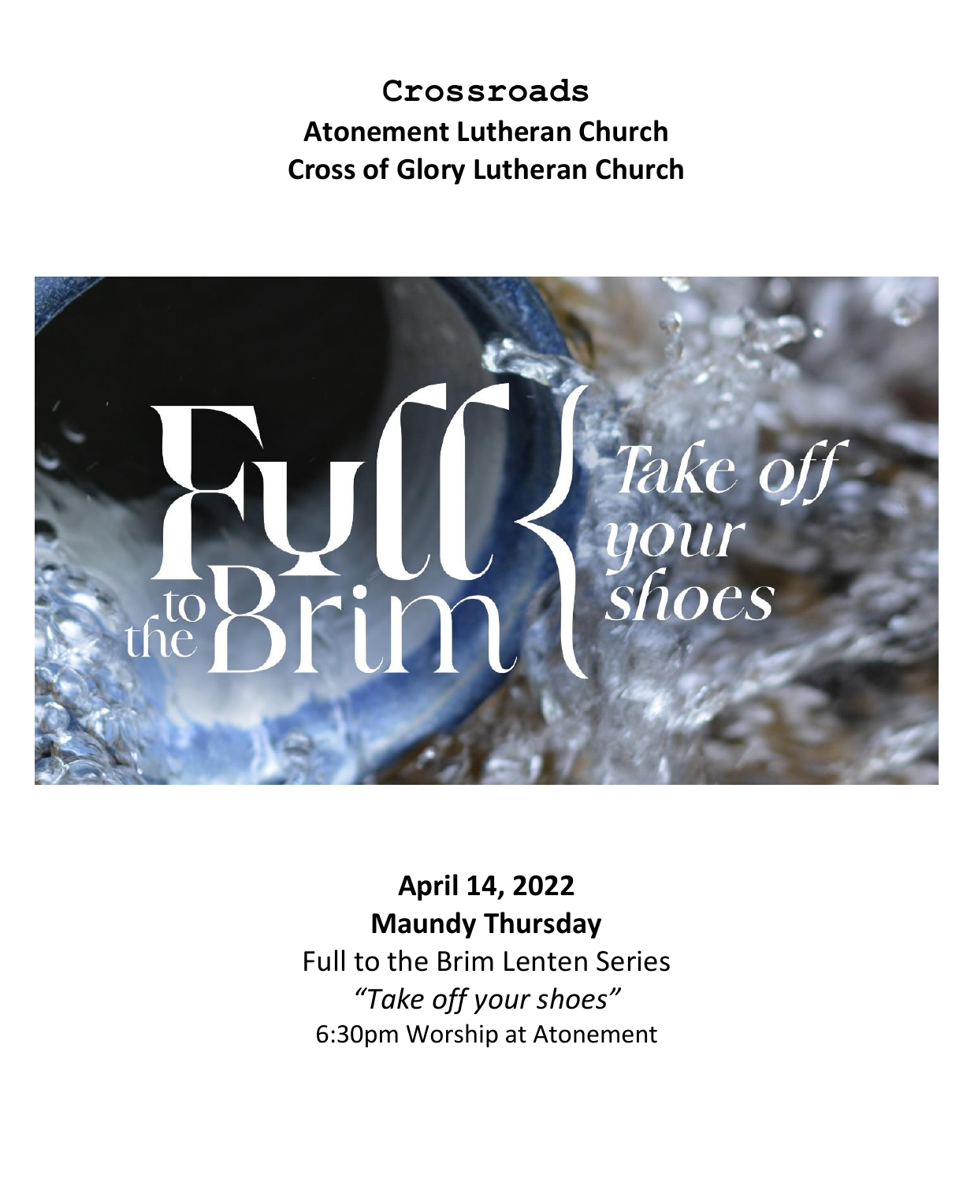# Crossroads

## Atonement Lutheran Church

## Cross of Glory Lutheran Church

**April 14, 2022**

**Maundy Thursday**

Full to the Brim Lenten Series

*"Take off your shoes"*

6:30pm Worship at Atonement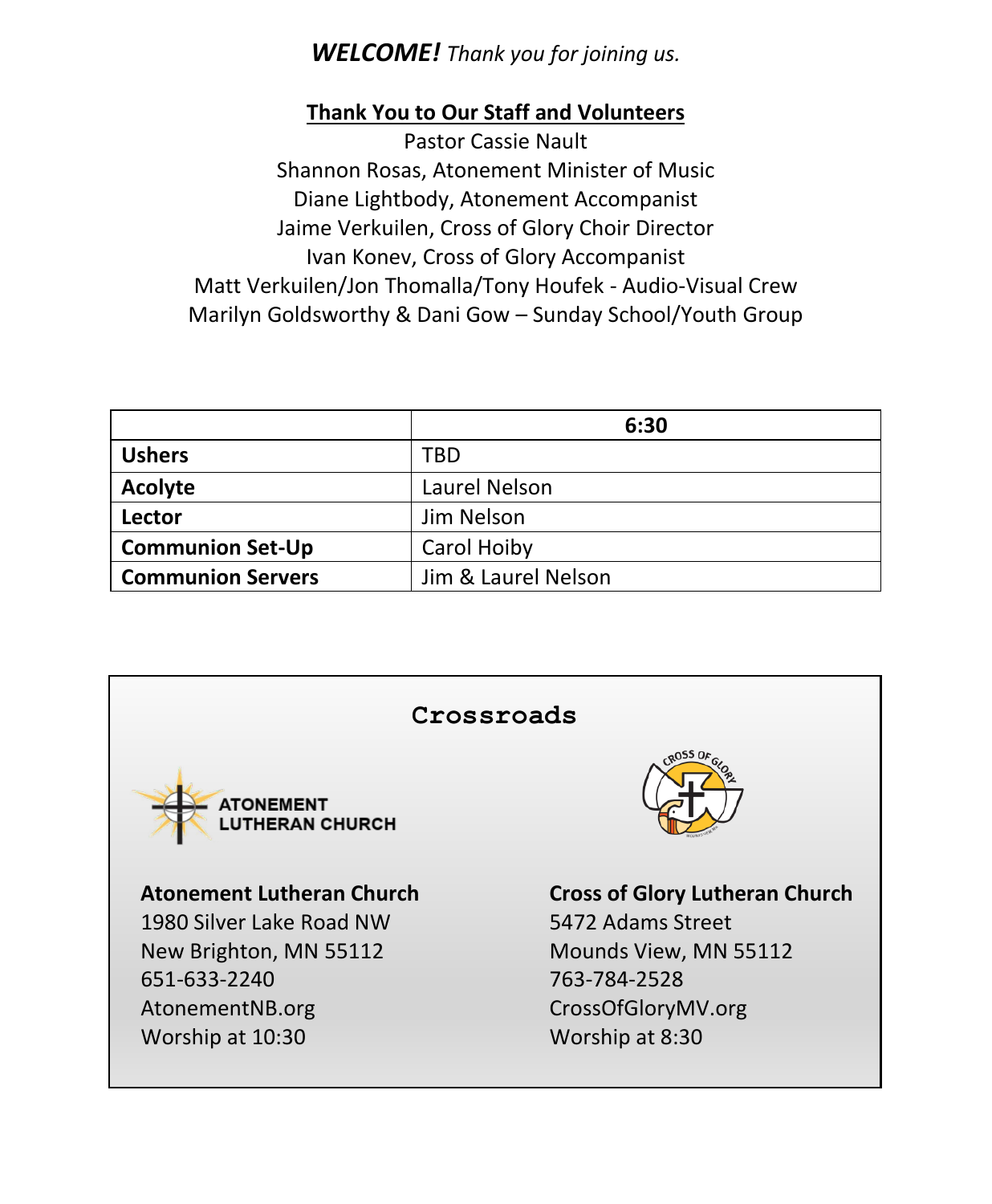***WELCOME!*** *Thank you for joining us.*

## Thank You to Our Staff and Volunteers

Pastor Cassie Nault
Shannon Rosas, Atonement Minister of Music
Diane Lightbody, Atonement Accompanist
Jaime Verkuilen, Cross of Glory Choir Director
Ivan Konev, Cross of Glory Accompanist
Matt Verkuilen/Jon Thomalla/Tony Houfek - Audio-Visual Crew
Marilyn Goldsworthy & Dani Gow – Sunday School/Youth Group

| | **6:30** |
|---|---|
| **Ushers** | TBD |
| **Acolyte** | Laurel Nelson |
| **Lector** | Jim Nelson |
| **Communion Set-Up** | Carol Hoiby |
| **Communion Servers** | Jim & Laurel Nelson |

## Crossroads

ATONEMENT LUTHERAN CHURCH

CROSS OF GLORY

**Atonement Lutheran Church**
1980 Silver Lake Road NW
New Brighton, MN 55112
651-633-2240
AtonementNB.org
Worship at 10:30

**Cross of Glory Lutheran Church**
5472 Adams Street
Mounds View, MN 55112
763-784-2528
CrossOfGloryMV.org
Worship at 8:30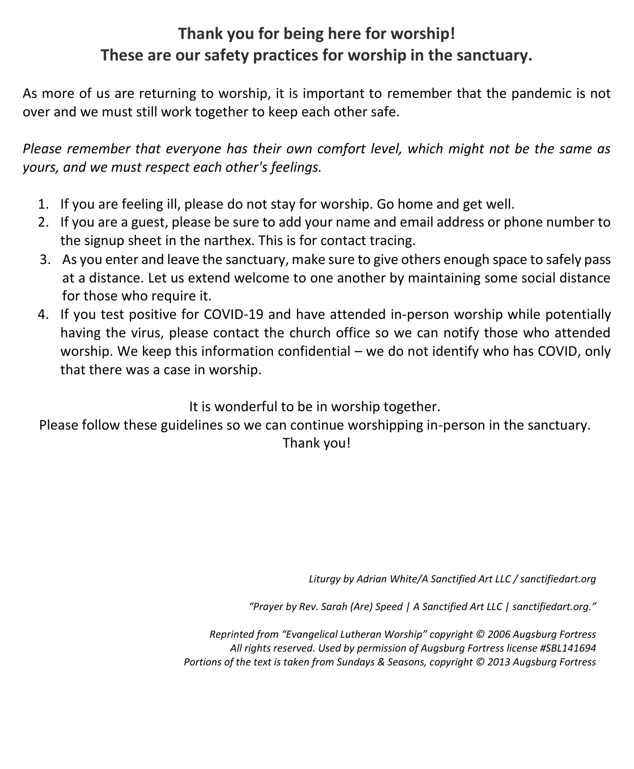**Thank you for being here for worship!**
**These are our safety practices for worship in the sanctuary.**

As more of us are returning to worship, it is important to remember that the pandemic is not over and we must still work together to keep each other safe.

*Please remember that everyone has their own comfort level, which might not be the same as yours, and we must respect each other's feelings.*

1. If you are feeling ill, please do not stay for worship. Go home and get well.
2. If you are a guest, please be sure to add your name and email address or phone number to the signup sheet in the narthex. This is for contact tracing.
3. As you enter and leave the sanctuary, make sure to give others enough space to safely pass at a distance. Let us extend welcome to one another by maintaining some social distance for those who require it.
4. If you test positive for COVID-19 and have attended in-person worship while potentially having the virus, please contact the church office so we can notify those who attended worship. We keep this information confidential – we do not identify who has COVID, only that there was a case in worship.

It is wonderful to be in worship together.
Please follow these guidelines so we can continue worshipping in-person in the sanctuary.
Thank you!

*Liturgy by Adrian White/A Sanctified Art LLC / sanctifiedart.org*

*"Prayer by Rev. Sarah (Are) Speed | A Sanctified Art LLC | sanctifiedart.org."*

*Reprinted from "Evangelical Lutheran Worship" copyright © 2006 Augsburg Fortress*
*All rights reserved. Used by permission of Augsburg Fortress license #SBL141694*
*Portions of the text is taken from Sundays & Seasons, copyright © 2013 Augsburg Fortress*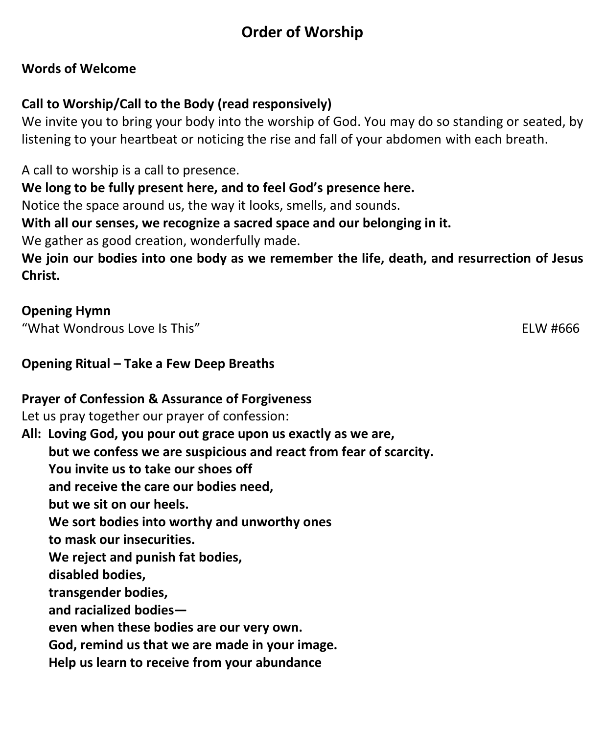# Order of Worship

**Words of Welcome**

**Call to Worship/Call to the Body (read responsively)**

We invite you to bring your body into the worship of God. You may do so standing or seated, by listening to your heartbeat or noticing the rise and fall of your abdomen with each breath.

A call to worship is a call to presence.
**We long to be fully present here, and to feel God's presence here.**
Notice the space around us, the way it looks, smells, and sounds.
**With all our senses, we recognize a sacred space and our belonging in it.**
We gather as good creation, wonderfully made.
**We join our bodies into one body as we remember the life, death, and resurrection of Jesus Christ.**

**Opening Hymn**

"What Wondrous Love Is This" ELW #666

**Opening Ritual – Take a Few Deep Breaths**

**Prayer of Confession & Assurance of Forgiveness**

Let us pray together our prayer of confession:

**All: Loving God, you pour out grace upon us exactly as we are,**
**but we confess we are suspicious and react from fear of scarcity.**
**You invite us to take our shoes off**
**and receive the care our bodies need,**
**but we sit on our heels.**
**We sort bodies into worthy and unworthy ones**
**to mask our insecurities.**
**We reject and punish fat bodies,**
**disabled bodies,**
**transgender bodies,**
**and racialized bodies—**
**even when these bodies are our very own.**
**God, remind us that we are made in your image.**
**Help us learn to receive from your abundance**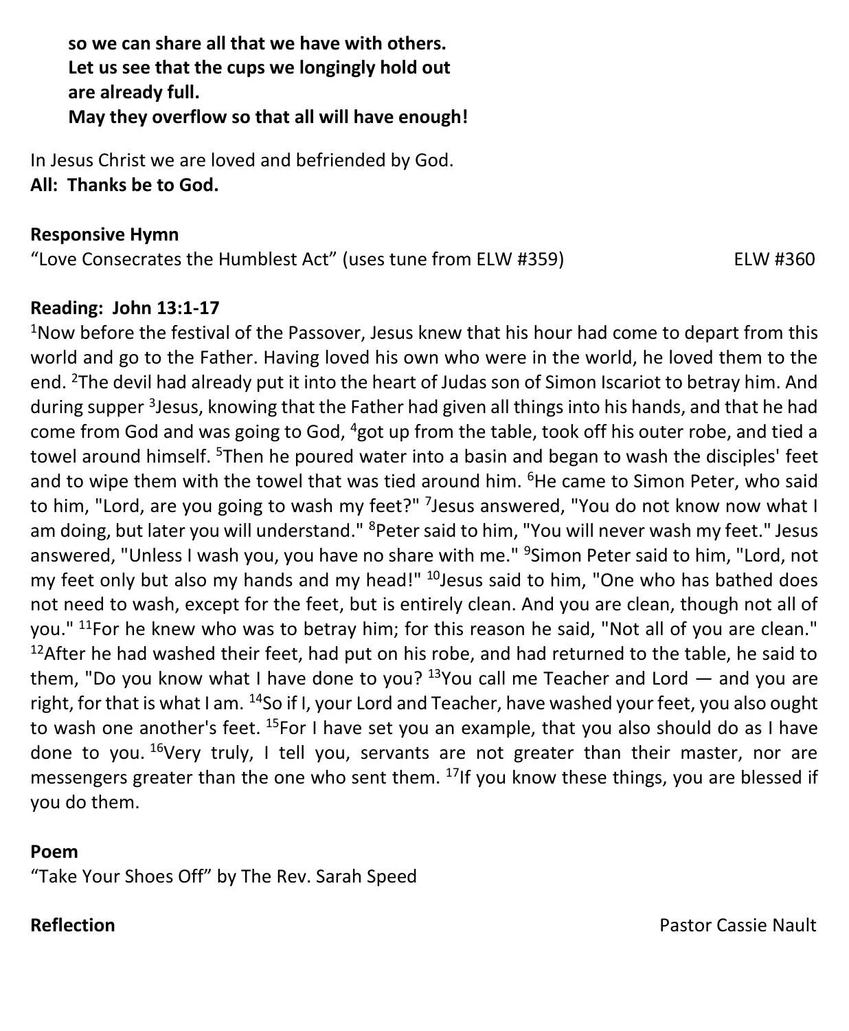**so we can share all that we have with others.**
**Let us see that the cups we longingly hold out**
**are already full.**
**May they overflow so that all will have enough!**

In Jesus Christ we are loved and befriended by God.
**All: Thanks be to God.**

**Responsive Hymn**
"Love Consecrates the Humblest Act" (uses tune from ELW #359) ELW #360

**Reading: John 13:1-17**
[1]Now before the festival of the Passover, Jesus knew that his hour had come to depart from this world and go to the Father. Having loved his own who were in the world, he loved them to the end. [2]The devil had already put it into the heart of Judas son of Simon Iscariot to betray him. And during supper [3]Jesus, knowing that the Father had given all things into his hands, and that he had come from God and was going to God, [4]got up from the table, took off his outer robe, and tied a towel around himself. [5]Then he poured water into a basin and began to wash the disciples' feet and to wipe them with the towel that was tied around him. [6]He came to Simon Peter, who said to him, "Lord, are you going to wash my feet?" [7]Jesus answered, "You do not know now what I am doing, but later you will understand." [8]Peter said to him, "You will never wash my feet." Jesus answered, "Unless I wash you, you have no share with me." [9]Simon Peter said to him, "Lord, not my feet only but also my hands and my head!" [10]Jesus said to him, "One who has bathed does not need to wash, except for the feet, but is entirely clean. And you are clean, though not all of you." [11]For he knew who was to betray him; for this reason he said, "Not all of you are clean." [12]After he had washed their feet, had put on his robe, and had returned to the table, he said to them, "Do you know what I have done to you? [13]You call me Teacher and Lord — and you are right, for that is what I am. [14]So if I, your Lord and Teacher, have washed your feet, you also ought to wash one another's feet. [15]For I have set you an example, that you also should do as I have done to you. [16]Very truly, I tell you, servants are not greater than their master, nor are messengers greater than the one who sent them. [17]If you know these things, you are blessed if you do them.

**Poem**
"Take Your Shoes Off" by The Rev. Sarah Speed

**Reflection** Pastor Cassie Nault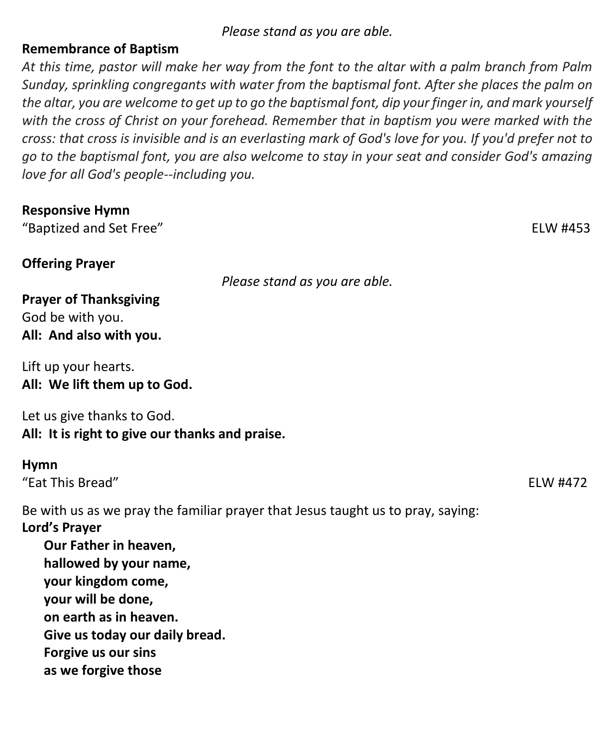*Please stand as you are able.*

**Remembrance of Baptism**

*At this time, pastor will make her way from the font to the altar with a palm branch from Palm Sunday, sprinkling congregants with water from the baptismal font. After she places the palm on the altar, you are welcome to get up to go the baptismal font, dip your finger in, and mark yourself with the cross of Christ on your forehead. Remember that in baptism you were marked with the cross: that cross is invisible and is an everlasting mark of God's love for you. If you'd prefer not to go to the baptismal font, you are also welcome to stay in your seat and consider God's amazing love for all God's people--including you.*

**Responsive Hymn**

"Baptized and Set Free" ELW #453

**Offering Prayer**

*Please stand as you are able.*

**Prayer of Thanksgiving**

God be with you.
**All: And also with you.**

Lift up your hearts.
**All: We lift them up to God.**

Let us give thanks to God.
**All: It is right to give our thanks and praise.**

**Hymn**

"Eat This Bread" ELW #472

Be with us as we pray the familiar prayer that Jesus taught us to pray, saying:

**Lord's Prayer**

**Our Father in heaven,**
**hallowed by your name,**
**your kingdom come,**
**your will be done,**
**on earth as in heaven.**
**Give us today our daily bread.**
**Forgive us our sins**
**as we forgive those**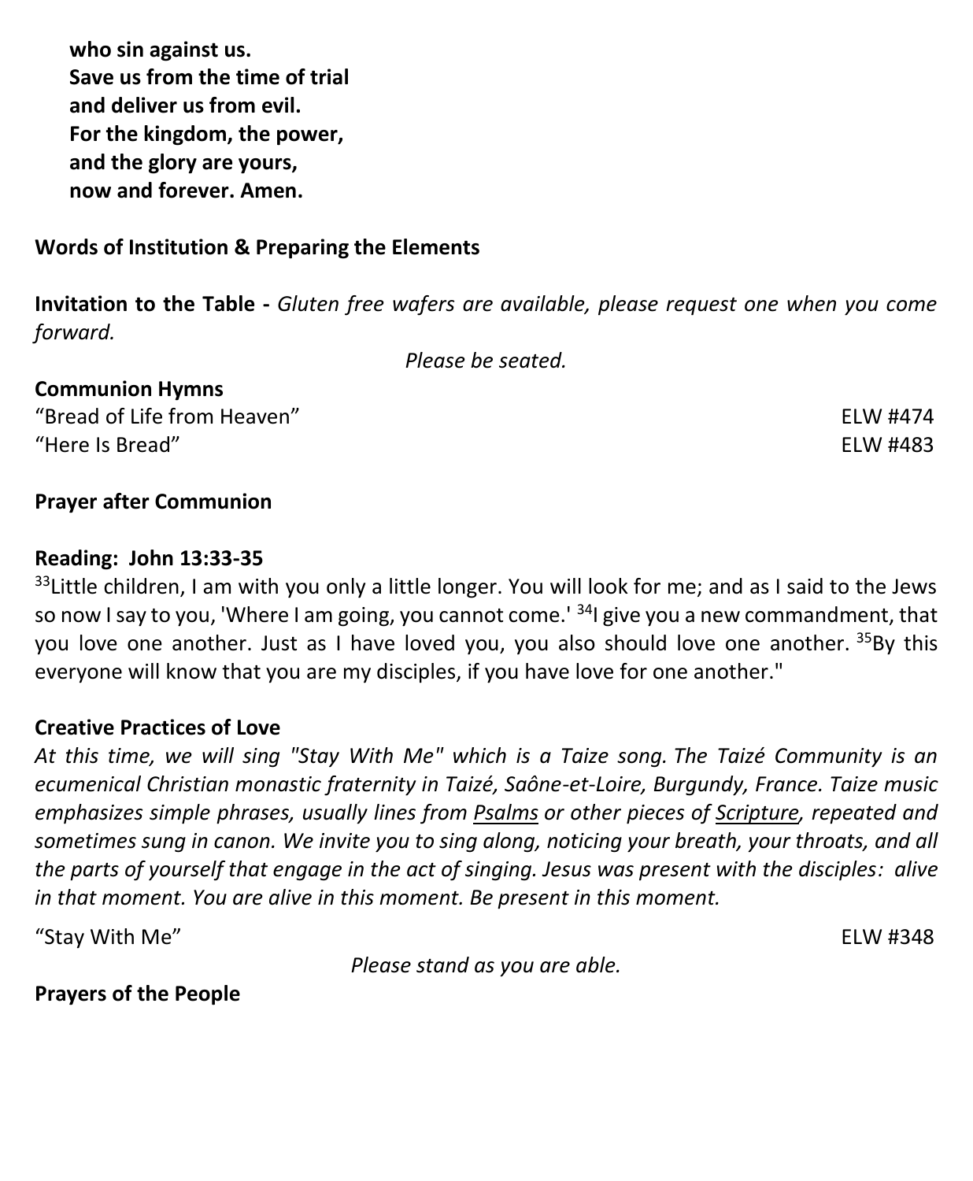**who sin against us.**
**Save us from the time of trial**
**and deliver us from evil.**
**For the kingdom, the power,**
**and the glory are yours,**
**now and forever. Amen.**

**Words of Institution & Preparing the Elements**

**Invitation to the Table -** *Gluten free wafers are available, please request one when you come forward.*

*Please be seated.*

**Communion Hymns**

"Bread of Life from Heaven" ELW #474
"Here Is Bread" ELW #483

**Prayer after Communion**

**Reading: John 13:33-35**

[33]Little children, I am with you only a little longer. You will look for me; and as I said to the Jews so now I say to you, 'Where I am going, you cannot come.' [34]I give you a new commandment, that you love one another. Just as I have loved you, you also should love one another. [35]By this everyone will know that you are my disciples, if you have love for one another."

**Creative Practices of Love**

*At this time, we will sing "Stay With Me" which is a Taize song. The Taizé Community is an ecumenical Christian monastic fraternity in Taizé, Saône-et-Loire, Burgundy, France. Taize music emphasizes simple phrases, usually lines from Psalms or other pieces of Scripture, repeated and sometimes sung in canon. We invite you to sing along, noticing your breath, your throats, and all the parts of yourself that engage in the act of singing. Jesus was present with the disciples: alive in that moment. You are alive in this moment. Be present in this moment.*

"Stay With Me" ELW #348

*Please stand as you are able.*

**Prayers of the People**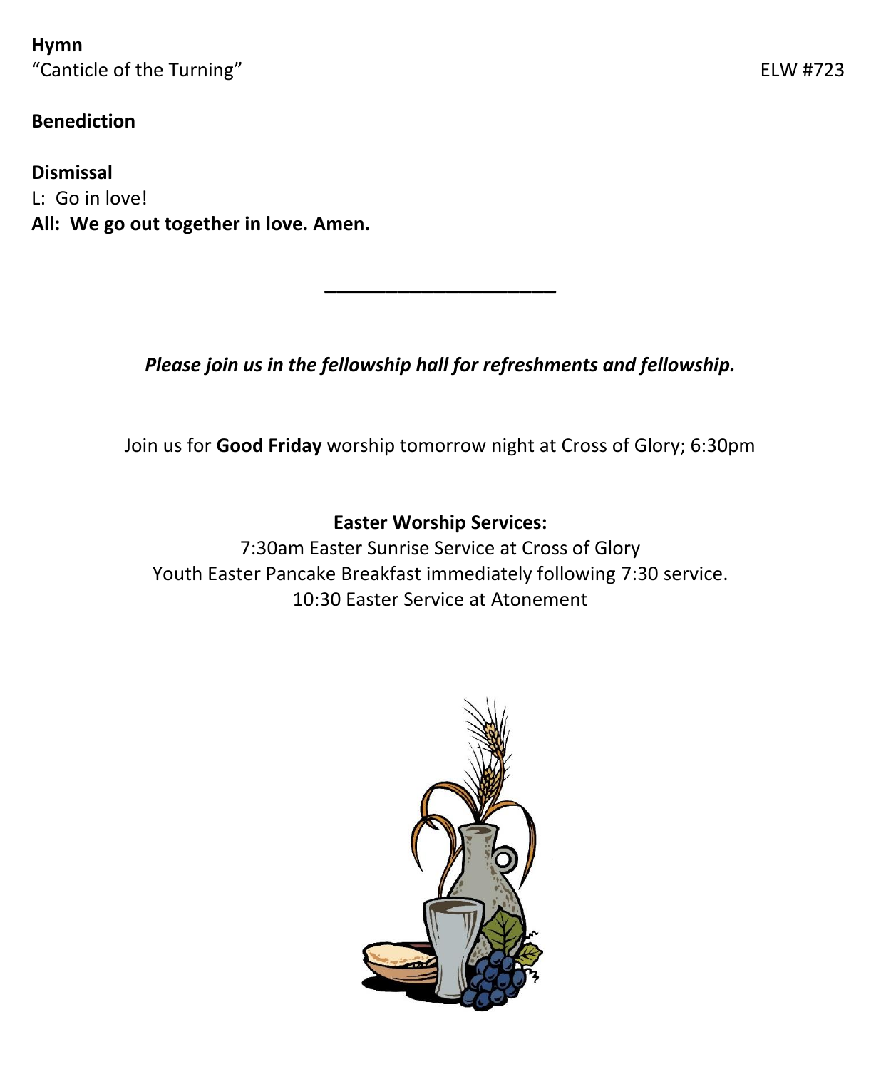**Hymn**
"Canticle of the Turning" ELW #723

**Benediction**

**Dismissal**
L: Go in love!
**All: We go out together in love. Amen.**

---

***Please join us in the fellowship hall for refreshments and fellowship.***

Join us for **Good Friday** worship tomorrow night at Cross of Glory; 6:30pm

**Easter Worship Services:**
7:30am Easter Sunrise Service at Cross of Glory
Youth Easter Pancake Breakfast immediately following 7:30 service.
10:30 Easter Service at Atonement